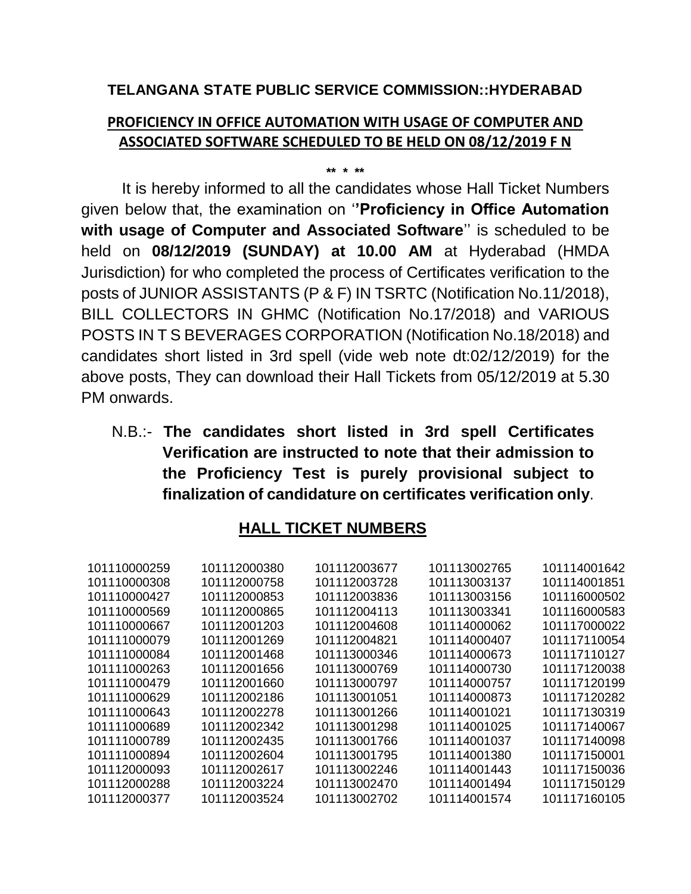**TELANGANA STATE PUBLIC SERVICE COMMISSION::HYDERABAD**

**PROFICIENCY IN OFFICE AUTOMATION WITH USAGE OF COMPUTER AND ASSOCIATED SOFTWARE SCHEDULED TO BE HELD ON 08/12/2019 F N**

\*\* \* \*\*

It is hereby informed to all the candidates whose Hall Ticket Numbers given below that, the examination on ''**Proficiency in Office Automation with usage of Computer and Associated Software**'' is scheduled to be held on **08/12/2019 (SUNDAY) at 10.00 AM** at Hyderabad (HMDA Jurisdiction) for who completed the process of Certificates verification to the posts of JUNIOR ASSISTANTS (P & F) IN TSRTC (Notification No.11/2018), BILL COLLECTORS IN GHMC (Notification No.17/2018) and VARIOUS POSTS IN T S BEVERAGES CORPORATION (Notification No.18/2018) and candidates short listed in 3rd spell (vide web note dt:02/12/2019) for the above posts, They can download their Hall Tickets from 05/12/2019 at 5.30 PM onwards.

N.B.:- **The candidates short listed in 3rd spell Certificates Verification are instructed to note that their admission to the Proficiency Test is purely provisional subject to finalization of candidature on certificates verification only**.

## HALL TICKET NUMBERS

| | | | | |
|---|---|---|---|---|
| 101110000259 | 101112000380 | 101112003677 | 101113002765 | 101114001642 |
| 101110000308 | 101112000758 | 101112003728 | 101113003137 | 101114001851 |
| 101110000427 | 101112000853 | 101112003836 | 101113003156 | 101116000502 |
| 101110000569 | 101112000865 | 101112004113 | 101113003341 | 101116000583 |
| 101110000667 | 101112001203 | 101112004608 | 101114000062 | 101117000022 |
| 101111000079 | 101112001269 | 101112004821 | 101114000407 | 101117110054 |
| 101111000084 | 101112001468 | 101113000346 | 101114000673 | 101117110127 |
| 101111000263 | 101112001656 | 101113000769 | 101114000730 | 101117120038 |
| 101111000479 | 101112001660 | 101113000797 | 101114000757 | 101117120199 |
| 101111000629 | 101112002186 | 101113001051 | 101114000873 | 101117120282 |
| 101111000643 | 101112002278 | 101113001266 | 101114001021 | 101117130319 |
| 101111000689 | 101112002342 | 101113001298 | 101114001025 | 101117140067 |
| 101111000789 | 101112002435 | 101113001766 | 101114001037 | 101117140098 |
| 101111000894 | 101112002604 | 101113001795 | 101114001380 | 101117150001 |
| 101112000093 | 101112002617 | 101113002246 | 101114001443 | 101117150036 |
| 101112000288 | 101112003224 | 101113002470 | 101114001494 | 101117150129 |
| 101112000377 | 101112003524 | 101113002702 | 101114001574 | 101117160105 |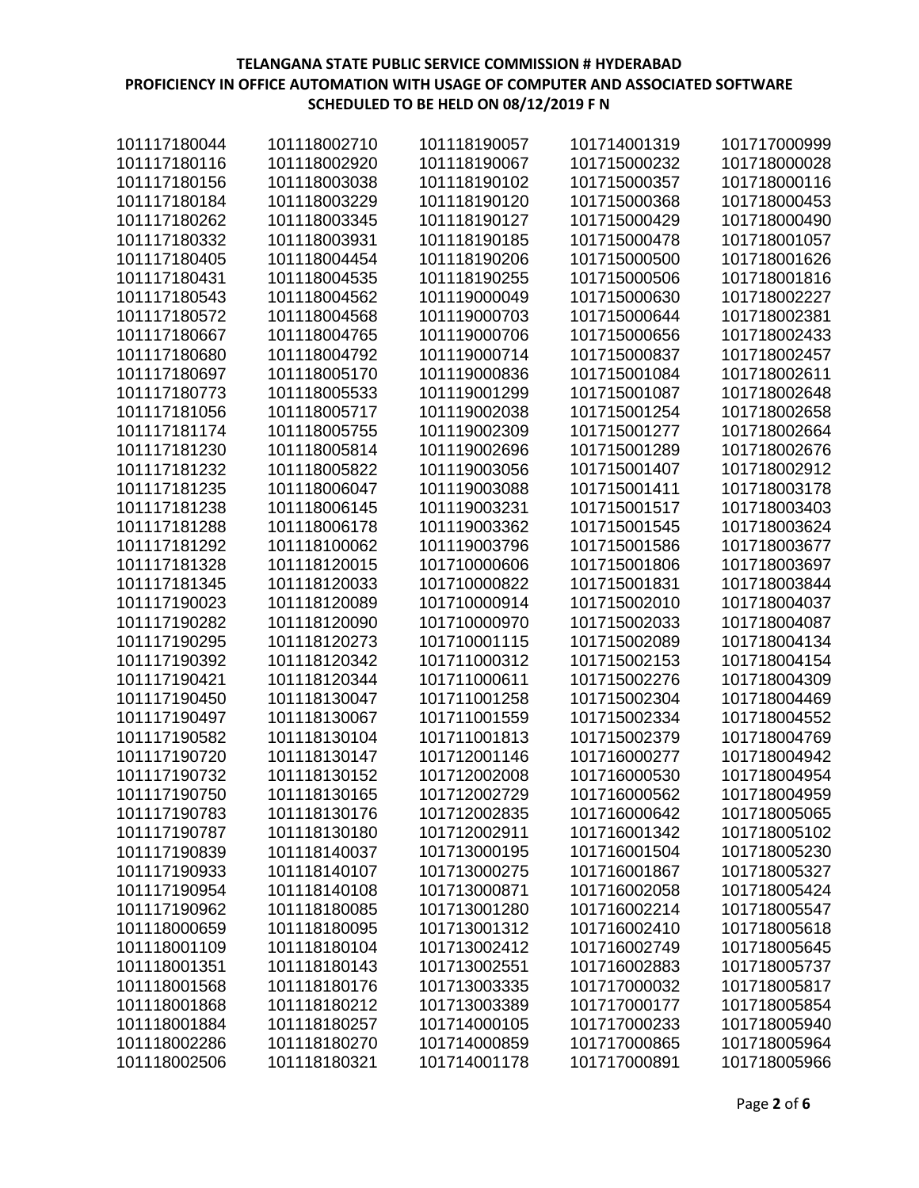**TELANGANA STATE PUBLIC SERVICE COMMISSION # HYDERABAD**
**PROFICIENCY IN OFFICE AUTOMATION WITH USAGE OF COMPUTER AND ASSOCIATED SOFTWARE**
**SCHEDULED TO BE HELD ON 08/12/2019 F N**

| | | | | |
|---|---|---|---|---|
| 101117180044 | 101118002710 | 101118190057 | 101714001319 | 101717000999 |
| 101117180116 | 101118002920 | 101118190067 | 101715000232 | 101718000028 |
| 101117180156 | 101118003038 | 101118190102 | 101715000357 | 101718000116 |
| 101117180184 | 101118003229 | 101118190120 | 101715000368 | 101718000453 |
| 101117180262 | 101118003345 | 101118190127 | 101715000429 | 101718000490 |
| 101117180332 | 101118003931 | 101118190185 | 101715000478 | 101718001057 |
| 101117180405 | 101118004454 | 101118190206 | 101715000500 | 101718001626 |
| 101117180431 | 101118004535 | 101118190255 | 101715000506 | 101718001816 |
| 101117180543 | 101118004562 | 101119000049 | 101715000630 | 101718002227 |
| 101117180572 | 101118004568 | 101119000703 | 101715000644 | 101718002381 |
| 101117180667 | 101118004765 | 101119000706 | 101715000656 | 101718002433 |
| 101117180680 | 101118004792 | 101119000714 | 101715000837 | 101718002457 |
| 101117180697 | 101118005170 | 101119000836 | 101715001084 | 101718002611 |
| 101117180773 | 101118005533 | 101119001299 | 101715001087 | 101718002648 |
| 101117181056 | 101118005717 | 101119002038 | 101715001254 | 101718002658 |
| 101117181174 | 101118005755 | 101119002309 | 101715001277 | 101718002664 |
| 101117181230 | 101118005814 | 101119002696 | 101715001289 | 101718002676 |
| 101117181232 | 101118005822 | 101119003056 | 101715001407 | 101718002912 |
| 101117181235 | 101118006047 | 101119003088 | 101715001411 | 101718003178 |
| 101117181238 | 101118006145 | 101119003231 | 101715001517 | 101718003403 |
| 101117181288 | 101118006178 | 101119003362 | 101715001545 | 101718003624 |
| 101117181292 | 101118100062 | 101119003796 | 101715001586 | 101718003677 |
| 101117181328 | 101118120015 | 101710000606 | 101715001806 | 101718003697 |
| 101117181345 | 101118120033 | 101710000822 | 101715001831 | 101718003844 |
| 101117190023 | 101118120089 | 101710000914 | 101715002010 | 101718004037 |
| 101117190282 | 101118120090 | 101710000970 | 101715002033 | 101718004087 |
| 101117190295 | 101118120273 | 101710001115 | 101715002089 | 101718004134 |
| 101117190392 | 101118120342 | 101711000312 | 101715002153 | 101718004154 |
| 101117190421 | 101118120344 | 101711000611 | 101715002276 | 101718004309 |
| 101117190450 | 101118130047 | 101711001258 | 101715002304 | 101718004469 |
| 101117190497 | 101118130067 | 101711001559 | 101715002334 | 101718004552 |
| 101117190582 | 101118130104 | 101711001813 | 101715002379 | 101718004769 |
| 101117190720 | 101118130147 | 101712001146 | 101716000277 | 101718004942 |
| 101117190732 | 101118130152 | 101712002008 | 101716000530 | 101718004954 |
| 101117190750 | 101118130165 | 101712002729 | 101716000562 | 101718004959 |
| 101117190783 | 101118130176 | 101712002835 | 101716000642 | 101718005065 |
| 101117190787 | 101118130180 | 101712002911 | 101716001342 | 101718005102 |
| 101117190839 | 101118140037 | 101713000195 | 101716001504 | 101718005230 |
| 101117190933 | 101118140107 | 101713000275 | 101716001867 | 101718005327 |
| 101117190954 | 101118140108 | 101713000871 | 101716002058 | 101718005424 |
| 101117190962 | 101118180085 | 101713001280 | 101716002214 | 101718005547 |
| 101118000659 | 101118180095 | 101713001312 | 101716002410 | 101718005618 |
| 101118001109 | 101118180104 | 101713002412 | 101716002749 | 101718005645 |
| 101118001351 | 101118180143 | 101713002551 | 101716002883 | 101718005737 |
| 101118001568 | 101118180176 | 101713003335 | 101717000032 | 101718005817 |
| 101118001868 | 101118180212 | 101713003389 | 101717000177 | 101718005854 |
| 101118001884 | 101118180257 | 101714000105 | 101717000233 | 101718005940 |
| 101118002286 | 101118180270 | 101714000859 | 101717000865 | 101718005964 |
| 101118002506 | 101118180321 | 101714001178 | 101717000891 | 101718005966 |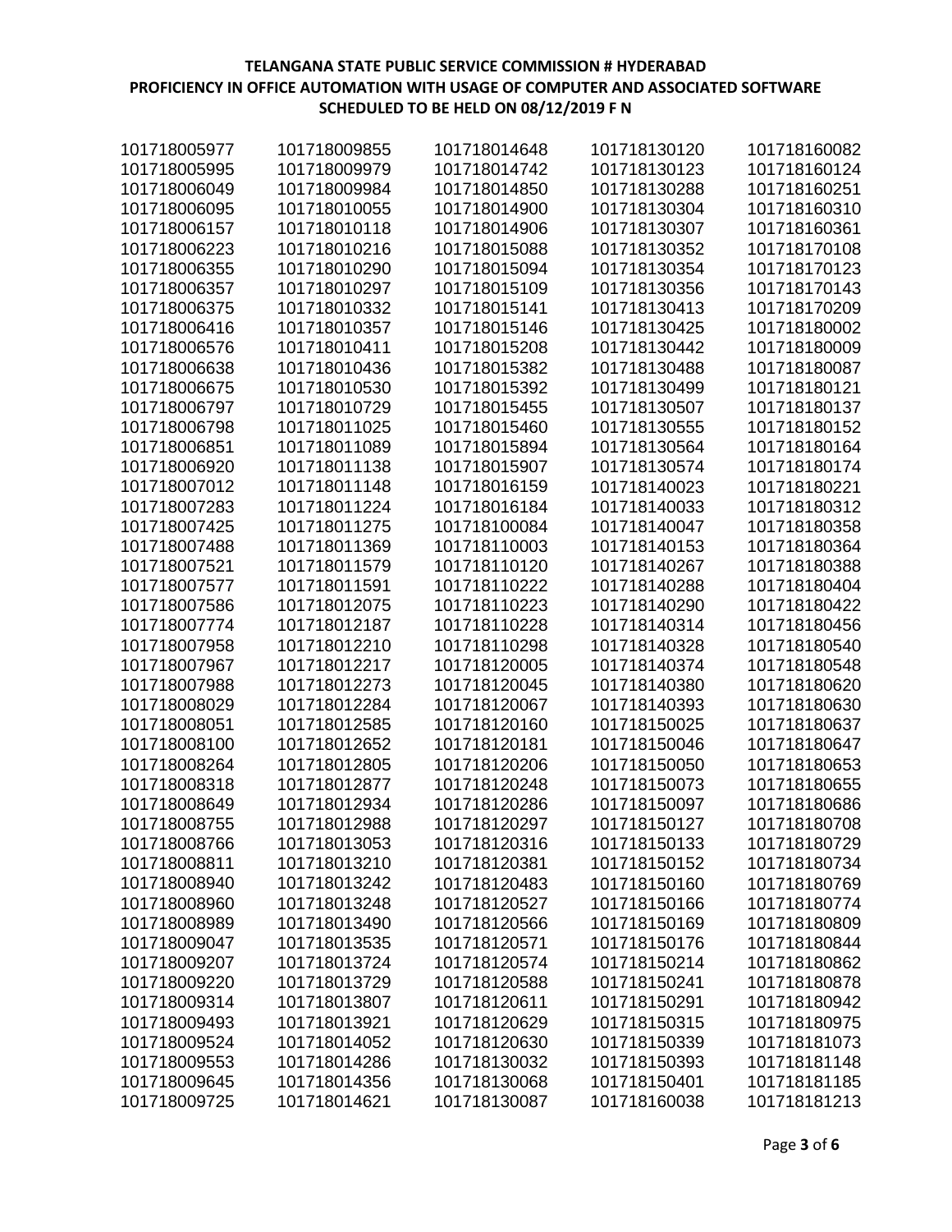**TELANGANA STATE PUBLIC SERVICE COMMISSION # HYDERABAD**
**PROFICIENCY IN OFFICE AUTOMATION WITH USAGE OF COMPUTER AND ASSOCIATED SOFTWARE**
**SCHEDULED TO BE HELD ON 08/12/2019 F N**

| | | | | |
|---|---|---|---|---|
| 101718005977 | 101718009855 | 101718014648 | 101718130120 | 101718160082 |
| 101718005995 | 101718009979 | 101718014742 | 101718130123 | 101718160124 |
| 101718006049 | 101718009984 | 101718014850 | 101718130288 | 101718160251 |
| 101718006095 | 101718010055 | 101718014900 | 101718130304 | 101718160310 |
| 101718006157 | 101718010118 | 101718014906 | 101718130307 | 101718160361 |
| 101718006223 | 101718010216 | 101718015088 | 101718130352 | 101718170108 |
| 101718006355 | 101718010290 | 101718015094 | 101718130354 | 101718170123 |
| 101718006357 | 101718010297 | 101718015109 | 101718130356 | 101718170143 |
| 101718006375 | 101718010332 | 101718015141 | 101718130413 | 101718170209 |
| 101718006416 | 101718010357 | 101718015146 | 101718130425 | 101718180002 |
| 101718006576 | 101718010411 | 101718015208 | 101718130442 | 101718180009 |
| 101718006638 | 101718010436 | 101718015382 | 101718130488 | 101718180087 |
| 101718006675 | 101718010530 | 101718015392 | 101718130499 | 101718180121 |
| 101718006797 | 101718010729 | 101718015455 | 101718130507 | 101718180137 |
| 101718006798 | 101718011025 | 101718015460 | 101718130555 | 101718180152 |
| 101718006851 | 101718011089 | 101718015894 | 101718130564 | 101718180164 |
| 101718006920 | 101718011138 | 101718015907 | 101718130574 | 101718180174 |
| 101718007012 | 101718011148 | 101718016159 | 101718140023 | 101718180221 |
| 101718007283 | 101718011224 | 101718016184 | 101718140033 | 101718180312 |
| 101718007425 | 101718011275 | 101718100084 | 101718140047 | 101718180358 |
| 101718007488 | 101718011369 | 101718110003 | 101718140153 | 101718180364 |
| 101718007521 | 101718011579 | 101718110120 | 101718140267 | 101718180388 |
| 101718007577 | 101718011591 | 101718110222 | 101718140288 | 101718180404 |
| 101718007586 | 101718012075 | 101718110223 | 101718140290 | 101718180422 |
| 101718007774 | 101718012187 | 101718110228 | 101718140314 | 101718180456 |
| 101718007958 | 101718012210 | 101718110298 | 101718140328 | 101718180540 |
| 101718007967 | 101718012217 | 101718120005 | 101718140374 | 101718180548 |
| 101718007988 | 101718012273 | 101718120045 | 101718140380 | 101718180620 |
| 101718008029 | 101718012284 | 101718120067 | 101718140393 | 101718180630 |
| 101718008051 | 101718012585 | 101718120160 | 101718150025 | 101718180637 |
| 101718008100 | 101718012652 | 101718120181 | 101718150046 | 101718180647 |
| 101718008264 | 101718012805 | 101718120206 | 101718150050 | 101718180653 |
| 101718008318 | 101718012877 | 101718120248 | 101718150073 | 101718180655 |
| 101718008649 | 101718012934 | 101718120286 | 101718150097 | 101718180686 |
| 101718008755 | 101718012988 | 101718120297 | 101718150127 | 101718180708 |
| 101718008766 | 101718013053 | 101718120316 | 101718150133 | 101718180729 |
| 101718008811 | 101718013210 | 101718120381 | 101718150152 | 101718180734 |
| 101718008940 | 101718013242 | 101718120483 | 101718150160 | 101718180769 |
| 101718008960 | 101718013248 | 101718120527 | 101718150166 | 101718180774 |
| 101718008989 | 101718013490 | 101718120566 | 101718150169 | 101718180809 |
| 101718009047 | 101718013535 | 101718120571 | 101718150176 | 101718180844 |
| 101718009207 | 101718013724 | 101718120574 | 101718150214 | 101718180862 |
| 101718009220 | 101718013729 | 101718120588 | 101718150241 | 101718180878 |
| 101718009314 | 101718013807 | 101718120611 | 101718150291 | 101718180942 |
| 101718009493 | 101718013921 | 101718120629 | 101718150315 | 101718180975 |
| 101718009524 | 101718014052 | 101718120630 | 101718150339 | 101718181073 |
| 101718009553 | 101718014286 | 101718130032 | 101718150393 | 101718181148 |
| 101718009645 | 101718014356 | 101718130068 | 101718150401 | 101718181185 |
| 101718009725 | 101718014621 | 101718130087 | 101718160038 | 101718181213 |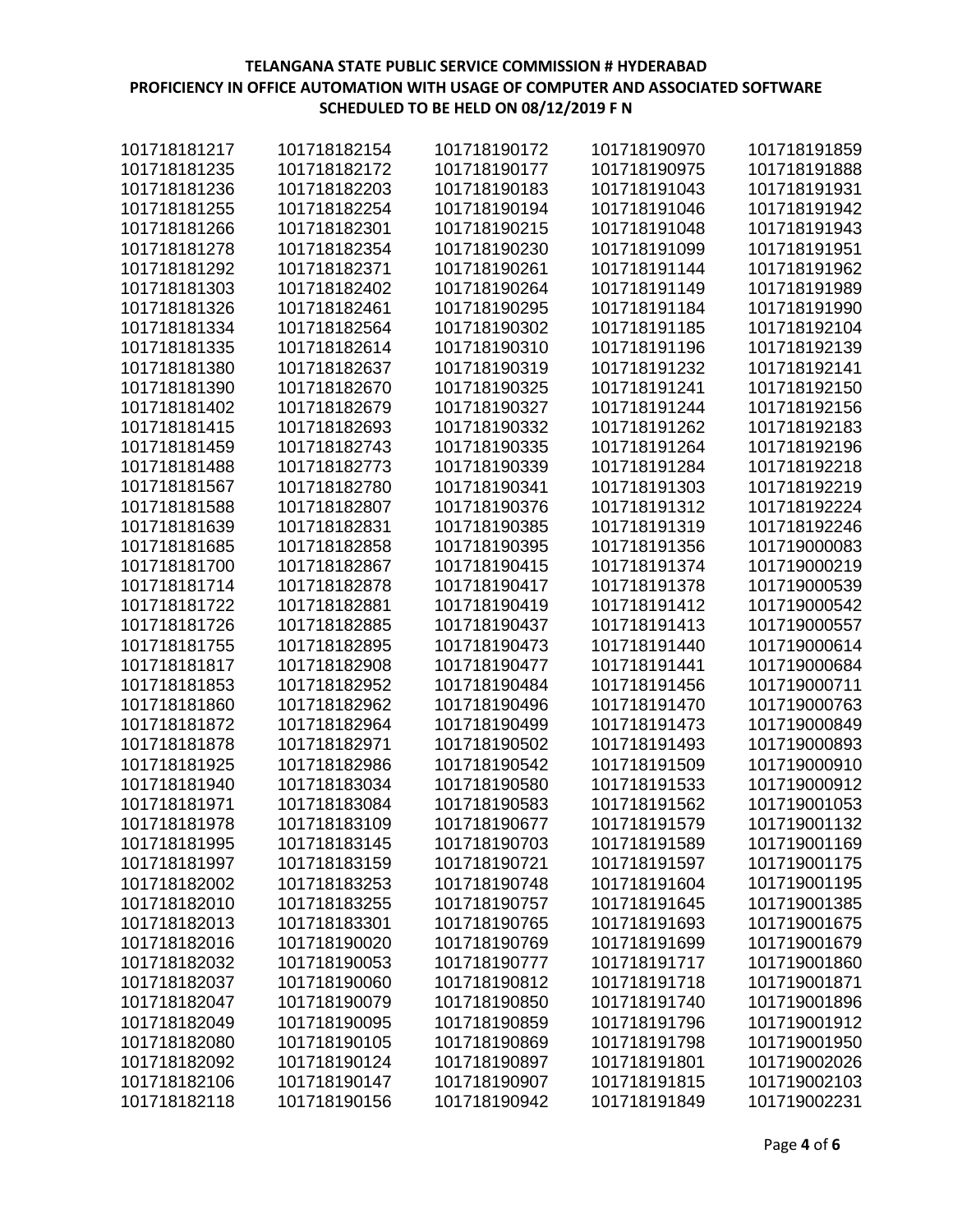**TELANGANA STATE PUBLIC SERVICE COMMISSION # HYDERABAD**
**PROFICIENCY IN OFFICE AUTOMATION WITH USAGE OF COMPUTER AND ASSOCIATED SOFTWARE**
**SCHEDULED TO BE HELD ON 08/12/2019 F N**

| | | | | |
|---|---|---|---|---|
| 101718181217 | 101718182154 | 101718190172 | 101718190970 | 101718191859 |
| 101718181235 | 101718182172 | 101718190177 | 101718190975 | 101718191888 |
| 101718181236 | 101718182203 | 101718190183 | 101718191043 | 101718191931 |
| 101718181255 | 101718182254 | 101718190194 | 101718191046 | 101718191942 |
| 101718181266 | 101718182301 | 101718190215 | 101718191048 | 101718191943 |
| 101718181278 | 101718182354 | 101718190230 | 101718191099 | 101718191951 |
| 101718181292 | 101718182371 | 101718190261 | 101718191144 | 101718191962 |
| 101718181303 | 101718182402 | 101718190264 | 101718191149 | 101718191989 |
| 101718181326 | 101718182461 | 101718190295 | 101718191184 | 101718191990 |
| 101718181334 | 101718182564 | 101718190302 | 101718191185 | 101718192104 |
| 101718181335 | 101718182614 | 101718190310 | 101718191196 | 101718192139 |
| 101718181380 | 101718182637 | 101718190319 | 101718191232 | 101718192141 |
| 101718181390 | 101718182670 | 101718190325 | 101718191241 | 101718192150 |
| 101718181402 | 101718182679 | 101718190327 | 101718191244 | 101718192156 |
| 101718181415 | 101718182693 | 101718190332 | 101718191262 | 101718192183 |
| 101718181459 | 101718182743 | 101718190335 | 101718191264 | 101718192196 |
| 101718181488 | 101718182773 | 101718190339 | 101718191284 | 101718192218 |
| 101718181567 | 101718182780 | 101718190341 | 101718191303 | 101718192219 |
| 101718181588 | 101718182807 | 101718190376 | 101718191312 | 101718192224 |
| 101718181639 | 101718182831 | 101718190385 | 101718191319 | 101718192246 |
| 101718181685 | 101718182858 | 101718190395 | 101718191356 | 101719000083 |
| 101718181700 | 101718182867 | 101718190415 | 101718191374 | 101719000219 |
| 101718181714 | 101718182878 | 101718190417 | 101718191378 | 101719000539 |
| 101718181722 | 101718182881 | 101718190419 | 101718191412 | 101719000542 |
| 101718181726 | 101718182885 | 101718190437 | 101718191413 | 101719000557 |
| 101718181755 | 101718182895 | 101718190473 | 101718191440 | 101719000614 |
| 101718181817 | 101718182908 | 101718190477 | 101718191441 | 101719000684 |
| 101718181853 | 101718182952 | 101718190484 | 101718191456 | 101719000711 |
| 101718181860 | 101718182962 | 101718190496 | 101718191470 | 101719000763 |
| 101718181872 | 101718182964 | 101718190499 | 101718191473 | 101719000849 |
| 101718181878 | 101718182971 | 101718190502 | 101718191493 | 101719000893 |
| 101718181925 | 101718182986 | 101718190542 | 101718191509 | 101719000910 |
| 101718181940 | 101718183034 | 101718190580 | 101718191533 | 101719000912 |
| 101718181971 | 101718183084 | 101718190583 | 101718191562 | 101719001053 |
| 101718181978 | 101718183109 | 101718190677 | 101718191579 | 101719001132 |
| 101718181995 | 101718183145 | 101718190703 | 101718191589 | 101719001169 |
| 101718181997 | 101718183159 | 101718190721 | 101718191597 | 101719001175 |
| 101718182002 | 101718183253 | 101718190748 | 101718191604 | 101719001195 |
| 101718182010 | 101718183255 | 101718190757 | 101718191645 | 101719001385 |
| 101718182013 | 101718183301 | 101718190765 | 101718191693 | 101719001675 |
| 101718182016 | 101718190020 | 101718190769 | 101718191699 | 101719001679 |
| 101718182032 | 101718190053 | 101718190777 | 101718191717 | 101719001860 |
| 101718182037 | 101718190060 | 101718190812 | 101718191718 | 101719001871 |
| 101718182047 | 101718190079 | 101718190850 | 101718191740 | 101719001896 |
| 101718182049 | 101718190095 | 101718190859 | 101718191796 | 101719001912 |
| 101718182080 | 101718190105 | 101718190869 | 101718191798 | 101719001950 |
| 101718182092 | 101718190124 | 101718190897 | 101718191801 | 101719002026 |
| 101718182106 | 101718190147 | 101718190907 | 101718191815 | 101719002103 |
| 101718182118 | 101718190156 | 101718190942 | 101718191849 | 101719002231 |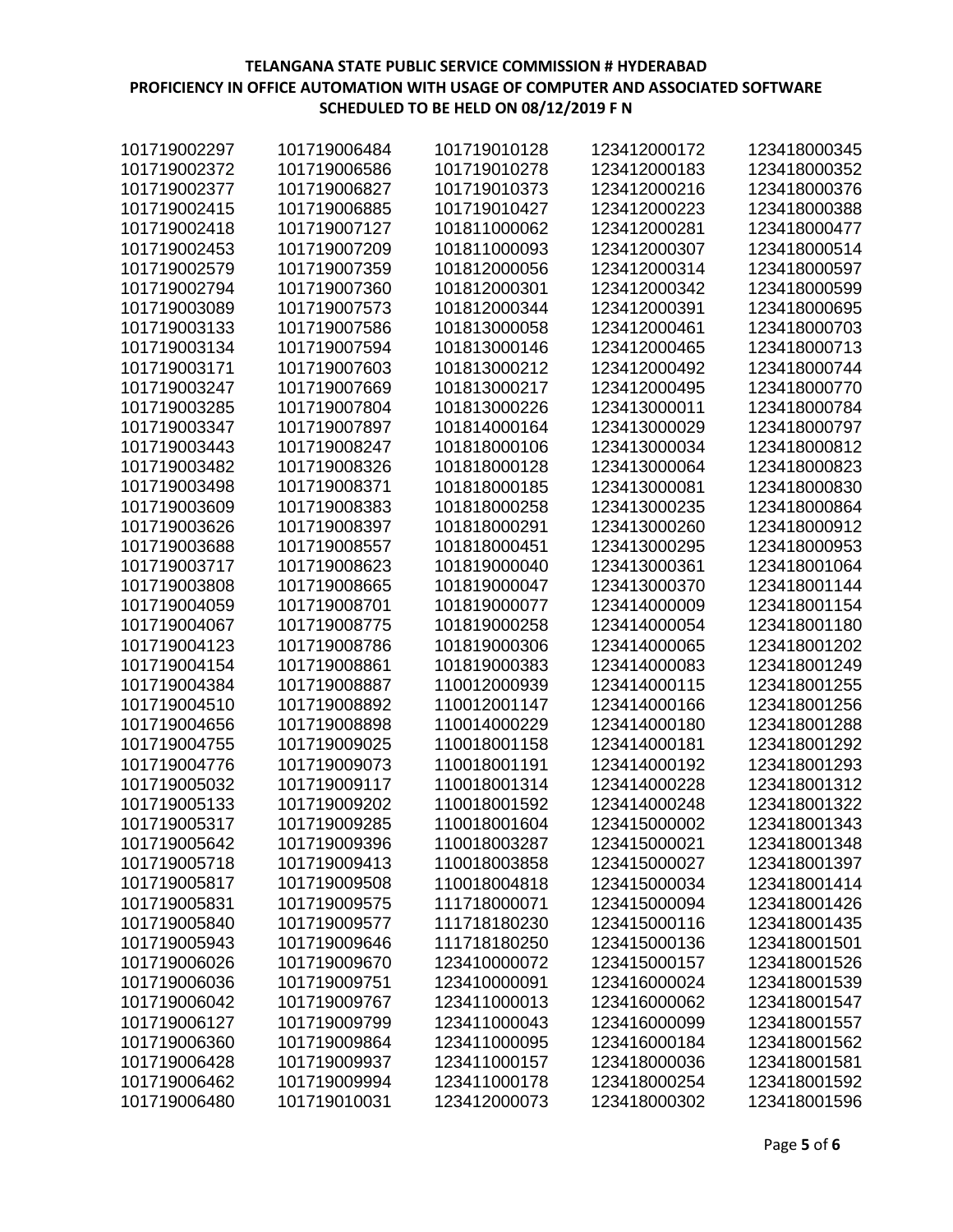**TELANGANA STATE PUBLIC SERVICE COMMISSION # HYDERABAD**
**PROFICIENCY IN OFFICE AUTOMATION WITH USAGE OF COMPUTER AND ASSOCIATED SOFTWARE**
**SCHEDULED TO BE HELD ON 08/12/2019 F N**

101719002297
101719002372
101719002377
101719002415
101719002418
101719002453
101719002579
101719002794
101719003089
101719003133
101719003134
101719003171
101719003247
101719003285
101719003347
101719003443
101719003482
101719003498
101719003609
101719003626
101719003688
101719003717
101719003808
101719004059
101719004067
101719004123
101719004154
101719004384
101719004510
101719004656
101719004755
101719004776
101719005032
101719005133
101719005317
101719005642
101719005718
101719005817
101719005831
101719005840
101719005943
101719006026
101719006036
101719006042
101719006127
101719006360
101719006428
101719006462
101719006480
101719006484
101719006586
101719006827
101719006885
101719007127
101719007209
101719007359
101719007360
101719007573
101719007586
101719007594
101719007603
101719007669
101719007804
101719007897
101719008247
101719008326
101719008371
101719008383
101719008397
101719008557
101719008623
101719008665
101719008701
101719008775
101719008786
101719008861
101719008887
101719008892
101719008898
101719009025
101719009073
101719009117
101719009202
101719009285
101719009396
101719009413
101719009508
101719009575
101719009577
101719009646
101719009670
101719009751
101719009767
101719009799
101719009864
101719009937
101719009994
101719010031
101719010128
101719010278
101719010373
101719010427
101811000062
101811000093
101812000056
101812000301
101812000344
101813000058
101813000146
101813000212
101813000217
101813000226
101814000164
101818000106
101818000128
101818000185
101818000258
101818000291
101818000451
101819000040
101819000047
101819000077
101819000258
101819000306
101819000383
110012000939
110012001147
110014000229
110018001158
110018001191
110018001314
110018001592
110018001604
110018003287
110018003858
110018004818
111718000071
111718180230
111718180250
123410000072
123410000091
123411000013
123411000043
123411000095
123411000157
123411000178
123412000073
123412000172
123412000183
123412000216
123412000223
123412000281
123412000307
123412000314
123412000342
123412000391
123412000461
123412000465
123412000492
123412000495
123413000011
123413000029
123413000034
123413000064
123413000081
123413000235
123413000260
123413000295
123413000361
123413000370
123414000009
123414000054
123414000065
123414000083
123414000115
123414000166
123414000180
123414000181
123414000192
123414000228
123414000248
123415000002
123415000021
123415000027
123415000034
123415000094
123415000116
123415000136
123415000157
123416000024
123416000062
123416000099
123416000184
123418000036
123418000254
123418000302
123418000345
123418000352
123418000376
123418000388
123418000477
123418000514
123418000597
123418000599
123418000695
123418000703
123418000713
123418000744
123418000770
123418000784
123418000797
123418000812
123418000823
123418000830
123418000864
123418000912
123418000953
123418001064
123418001144
123418001154
123418001180
123418001202
123418001249
123418001255
123418001256
123418001288
123418001292
123418001293
123418001312
123418001322
123418001343
123418001348
123418001397
123418001414
123418001426
123418001435
123418001501
123418001526
123418001539
123418001547
123418001557
123418001562
123418001581
123418001592
123418001596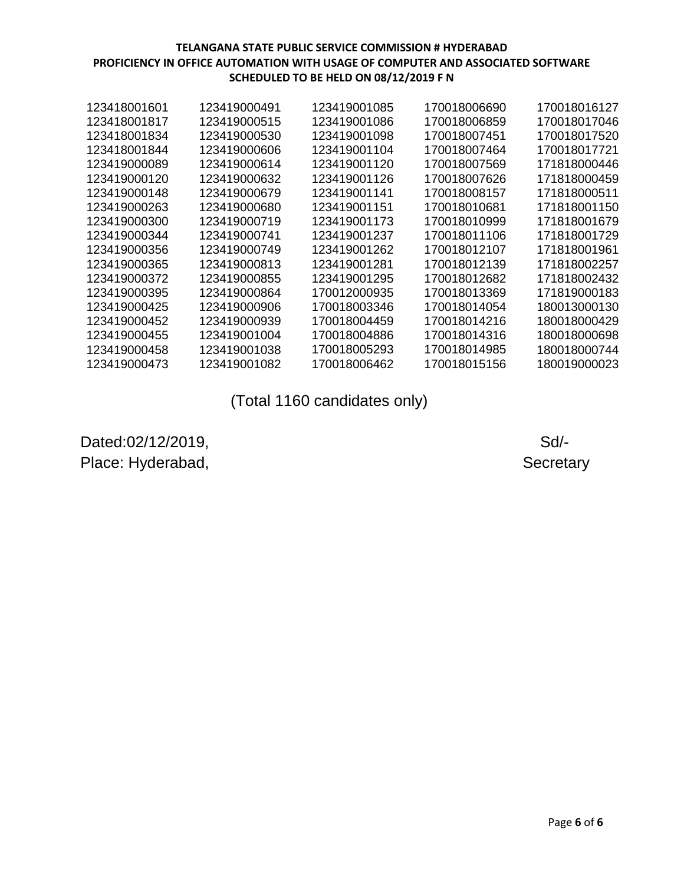**TELANGANA STATE PUBLIC SERVICE COMMISSION # HYDERABAD**
**PROFICIENCY IN OFFICE AUTOMATION WITH USAGE OF COMPUTER AND ASSOCIATED SOFTWARE**
**SCHEDULED TO BE HELD ON 08/12/2019 F N**

| | | | | |
|---|---|---|---|---|
| 123418001601 | 123419000491 | 123419001085 | 170018006690 | 170018016127 |
| 123418001817 | 123419000515 | 123419001086 | 170018006859 | 170018017046 |
| 123418001834 | 123419000530 | 123419001098 | 170018007451 | 170018017520 |
| 123418001844 | 123419000606 | 123419001104 | 170018007464 | 170018017721 |
| 123419000089 | 123419000614 | 123419001120 | 170018007569 | 171818000446 |
| 123419000120 | 123419000632 | 123419001126 | 170018007626 | 171818000459 |
| 123419000148 | 123419000679 | 123419001141 | 170018008157 | 171818000511 |
| 123419000263 | 123419000680 | 123419001151 | 170018010681 | 171818001150 |
| 123419000300 | 123419000719 | 123419001173 | 170018010999 | 171818001679 |
| 123419000344 | 123419000741 | 123419001237 | 170018011106 | 171818001729 |
| 123419000356 | 123419000749 | 123419001262 | 170018012107 | 171818001961 |
| 123419000365 | 123419000813 | 123419001281 | 170018012139 | 171818002257 |
| 123419000372 | 123419000855 | 123419001295 | 170018012682 | 171818002432 |
| 123419000395 | 123419000864 | 170012000935 | 170018013369 | 171819000183 |
| 123419000425 | 123419000906 | 170018003346 | 170018014054 | 180013000130 |
| 123419000452 | 123419000939 | 170018004459 | 170018014216 | 180018000429 |
| 123419000455 | 123419001004 | 170018004886 | 170018014316 | 180018000698 |
| 123419000458 | 123419001038 | 170018005293 | 170018014985 | 180018000744 |
| 123419000473 | 123419001082 | 170018006462 | 170018015156 | 180019000023 |

(Total 1160 candidates only)

Dated:02/12/2019, Sd/-
Place: Hyderabad, Secretary